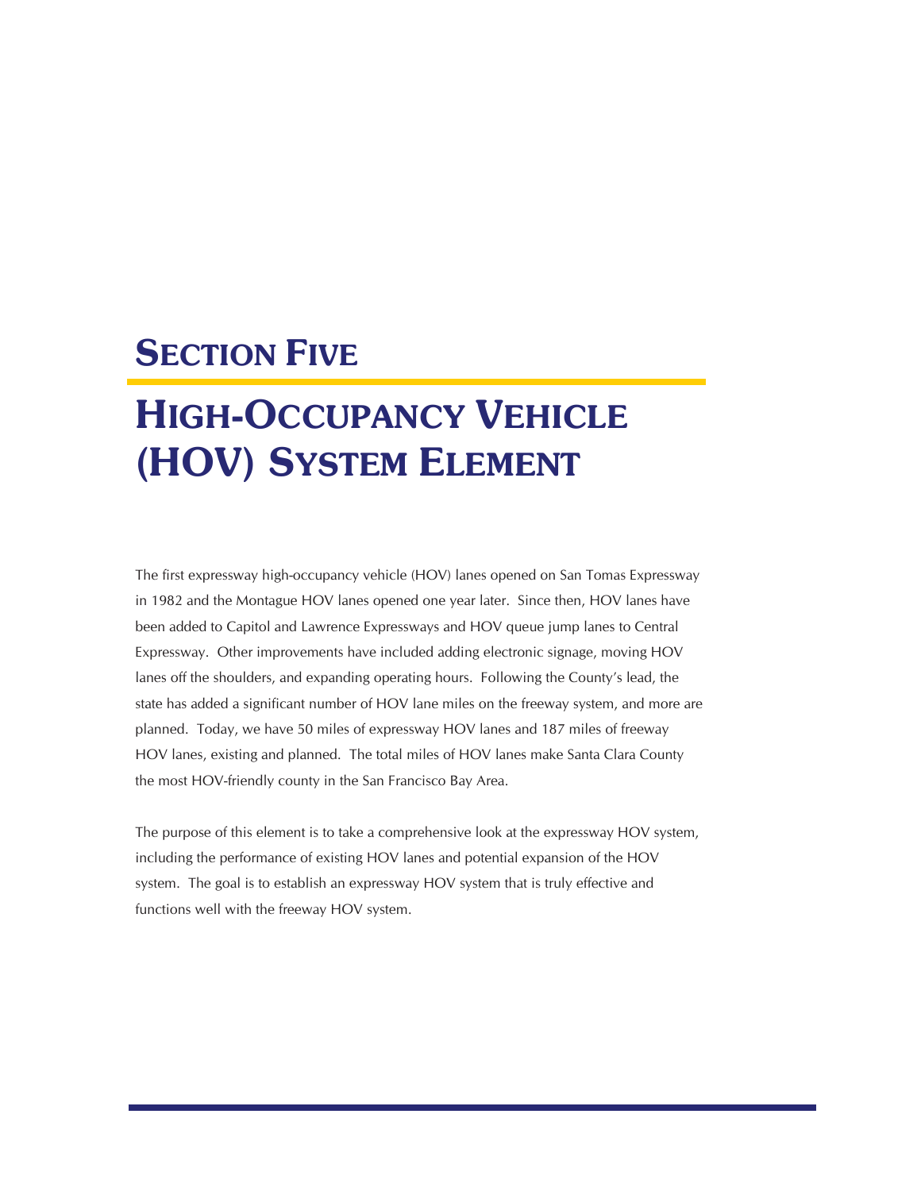# Section Five

# High-Occupancy Vehicle (HOV) System Element

The first expressway high-occupancy vehicle (HOV) lanes opened on San Tomas Expressway in 1982 and the Montague HOV lanes opened one year later. Since then, HOV lanes have been added to Capitol and Lawrence Expressways and HOV queue jump lanes to Central Expressway. Other improvements have included adding electronic signage, moving HOV lanes off the shoulders, and expanding operating hours. Following the County's lead, the state has added a significant number of HOV lane miles on the freeway system, and more are planned. Today, we have 50 miles of expressway HOV lanes and 187 miles of freeway HOV lanes, existing and planned. The total miles of HOV lanes make Santa Clara County the most HOV-friendly county in the San Francisco Bay Area.

The purpose of this element is to take a comprehensive look at the expressway HOV system, including the performance of existing HOV lanes and potential expansion of the HOV system. The goal is to establish an expressway HOV system that is truly effective and functions well with the freeway HOV system.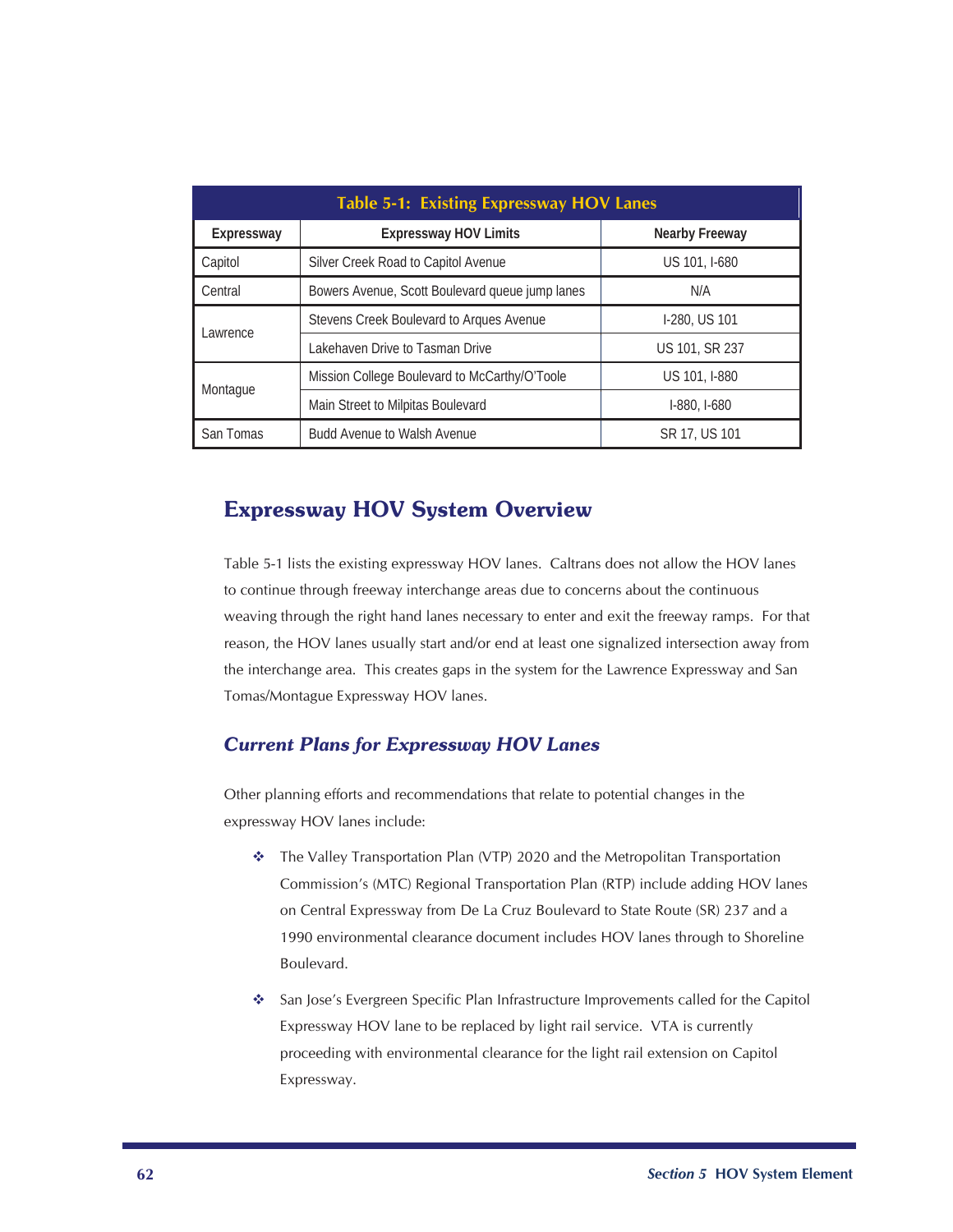**Table 5-1: Existing Expressway HOV Lanes**

| Expressway | Expressway HOV Limits | Nearby Freeway |
|---|---|---|
| Capitol | Silver Creek Road to Capitol Avenue | US 101, I-680 |
| Central | Bowers Avenue, Scott Boulevard queue jump lanes | N/A |
| Lawrence | Stevens Creek Boulevard to Arques Avenue | I-280, US 101 |
| | Lakehaven Drive to Tasman Drive | US 101, SR 237 |
| Montague | Mission College Boulevard to McCarthy/O'Toole | US 101, I-880 |
| | Main Street to Milpitas Boulevard | I-880, I-680 |
| San Tomas | Budd Avenue to Walsh Avenue | SR 17, US 101 |

## Expressway HOV System Overview

Table 5-1 lists the existing expressway HOV lanes. Caltrans does not allow the HOV lanes to continue through freeway interchange areas due to concerns about the continuous weaving through the right hand lanes necessary to enter and exit the freeway ramps. For that reason, the HOV lanes usually start and/or end at least one signalized intersection away from the interchange area. This creates gaps in the system for the Lawrence Expressway and San Tomas/Montague Expressway HOV lanes.

### *Current Plans for Expressway HOV Lanes*

Other planning efforts and recommendations that relate to potential changes in the expressway HOV lanes include:

- The Valley Transportation Plan (VTP) 2020 and the Metropolitan Transportation Commission's (MTC) Regional Transportation Plan (RTP) include adding HOV lanes on Central Expressway from De La Cruz Boulevard to State Route (SR) 237 and a 1990 environmental clearance document includes HOV lanes through to Shoreline Boulevard.
- San Jose's Evergreen Specific Plan Infrastructure Improvements called for the Capitol Expressway HOV lane to be replaced by light rail service. VTA is currently proceeding with environmental clearance for the light rail extension on Capitol Expressway.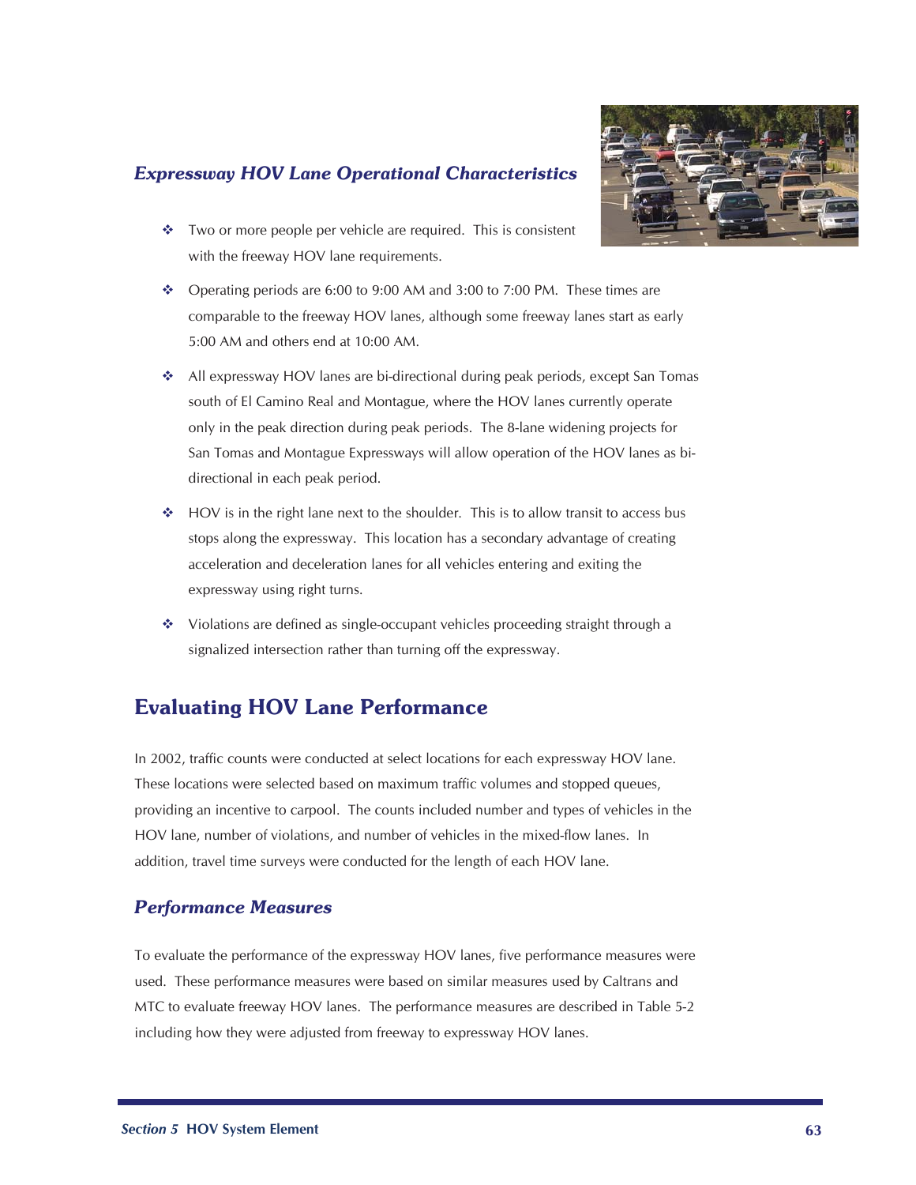### *Expressway HOV Lane Operational Characteristics*

- Two or more people per vehicle are required. This is consistent with the freeway HOV lane requirements.
- Operating periods are 6:00 to 9:00 AM and 3:00 to 7:00 PM. These times are comparable to the freeway HOV lanes, although some freeway lanes start as early 5:00 AM and others end at 10:00 AM.
- All expressway HOV lanes are bi-directional during peak periods, except San Tomas south of El Camino Real and Montague, where the HOV lanes currently operate only in the peak direction during peak periods. The 8-lane widening projects for San Tomas and Montague Expressways will allow operation of the HOV lanes as bi-directional in each peak period.
- HOV is in the right lane next to the shoulder. This is to allow transit to access bus stops along the expressway. This location has a secondary advantage of creating acceleration and deceleration lanes for all vehicles entering and exiting the expressway using right turns.
- Violations are defined as single-occupant vehicles proceeding straight through a signalized intersection rather than turning off the expressway.

## Evaluating HOV Lane Performance

In 2002, traffic counts were conducted at select locations for each expressway HOV lane. These locations were selected based on maximum traffic volumes and stopped queues, providing an incentive to carpool. The counts included number and types of vehicles in the HOV lane, number of violations, and number of vehicles in the mixed-flow lanes. In addition, travel time surveys were conducted for the length of each HOV lane.

### *Performance Measures*

To evaluate the performance of the expressway HOV lanes, five performance measures were used. These performance measures were based on similar measures used by Caltrans and MTC to evaluate freeway HOV lanes. The performance measures are described in Table 5-2 including how they were adjusted from freeway to expressway HOV lanes.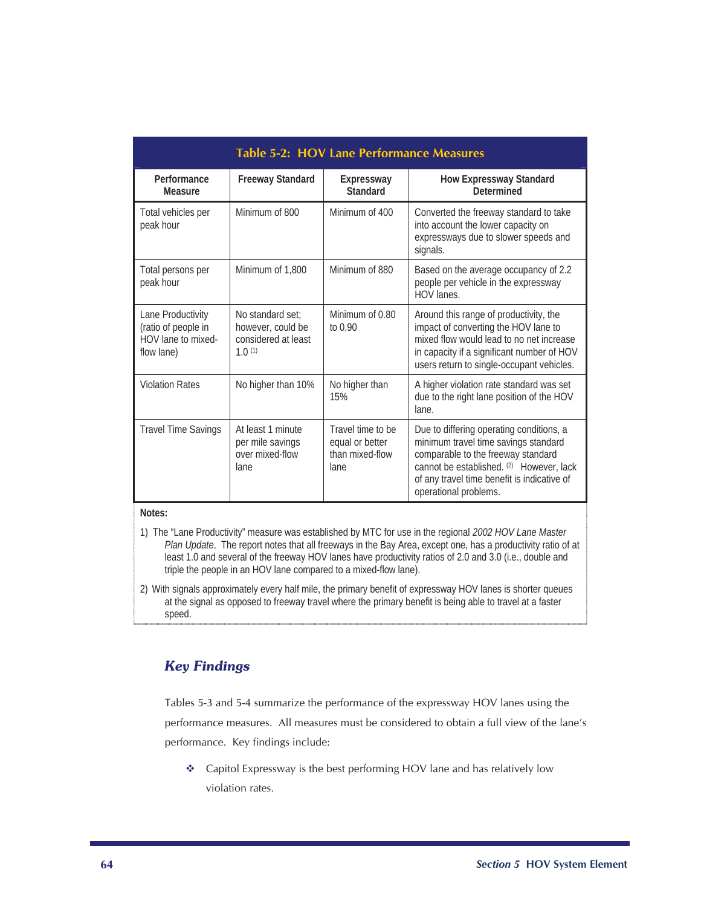**Table 5-2: HOV Lane Performance Measures**

| Performance Measure | Freeway Standard | Expressway Standard | How Expressway Standard Determined |
|---|---|---|---|
| Total vehicles per peak hour | Minimum of 800 | Minimum of 400 | Converted the freeway standard to take into account the lower capacity on expressways due to slower speeds and signals. |
| Total persons per peak hour | Minimum of 1,800 | Minimum of 880 | Based on the average occupancy of 2.2 people per vehicle in the expressway HOV lanes. |
| Lane Productivity (ratio of people in HOV lane to mixed-flow lane) | No standard set; however, could be considered at least 1.0 [1] | Minimum of 0.80 to 0.90 | Around this range of productivity, the impact of converting the HOV lane to mixed flow would lead to no net increase in capacity if a significant number of HOV users return to single-occupant vehicles. |
| Violation Rates | No higher than 10% | No higher than 15% | A higher violation rate standard was set due to the right lane position of the HOV lane. |
| Travel Time Savings | At least 1 minute per mile savings over mixed-flow lane | Travel time to be equal or better than mixed-flow lane | Due to differing operating conditions, a minimum travel time savings standard comparable to the freeway standard cannot be established. [2] However, lack of any travel time benefit is indicative of operational problems. |

**Notes:**

1) The "Lane Productivity" measure was established by MTC for use in the regional *2002 HOV Lane Master Plan Update*. The report notes that all freeways in the Bay Area, except one, has a productivity ratio of at least 1.0 and several of the freeway HOV lanes have productivity ratios of 2.0 and 3.0 (i.e., double and triple the people in an HOV lane compared to a mixed-flow lane).

2) With signals approximately every half mile, the primary benefit of expressway HOV lanes is shorter queues at the signal as opposed to freeway travel where the primary benefit is being able to travel at a faster speed.

## *Key Findings*

Tables 5-3 and 5-4 summarize the performance of the expressway HOV lanes using the performance measures. All measures must be considered to obtain a full view of the lane's performance. Key findings include:

- Capitol Expressway is the best performing HOV lane and has relatively low violation rates.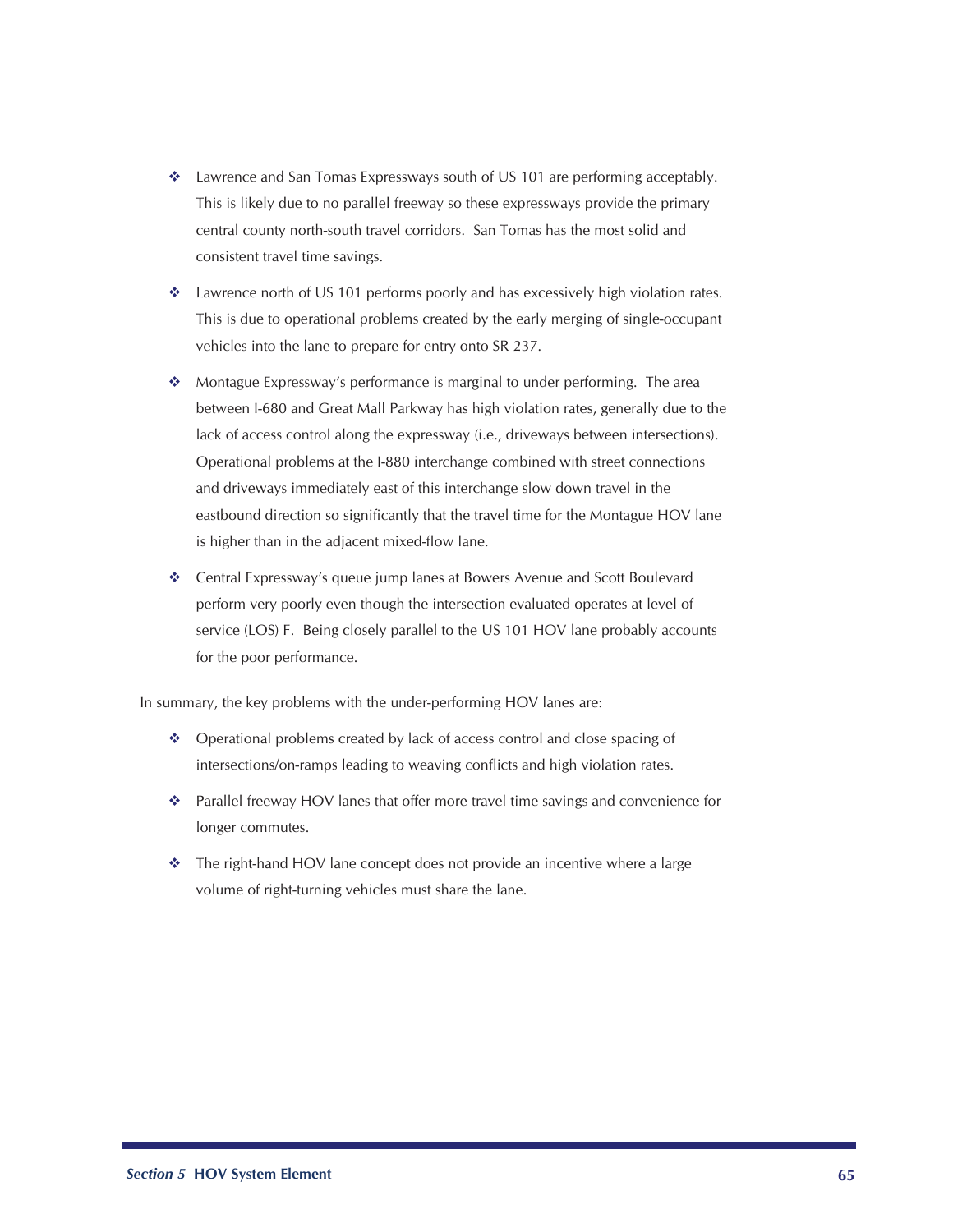- Lawrence and San Tomas Expressways south of US 101 are performing acceptably. This is likely due to no parallel freeway so these expressways provide the primary central county north-south travel corridors. San Tomas has the most solid and consistent travel time savings.

- Lawrence north of US 101 performs poorly and has excessively high violation rates. This is due to operational problems created by the early merging of single-occupant vehicles into the lane to prepare for entry onto SR 237.

- Montague Expressway's performance is marginal to under performing. The area between I-680 and Great Mall Parkway has high violation rates, generally due to the lack of access control along the expressway (i.e., driveways between intersections). Operational problems at the I-880 interchange combined with street connections and driveways immediately east of this interchange slow down travel in the eastbound direction so significantly that the travel time for the Montague HOV lane is higher than in the adjacent mixed-flow lane.

- Central Expressway's queue jump lanes at Bowers Avenue and Scott Boulevard perform very poorly even though the intersection evaluated operates at level of service (LOS) F. Being closely parallel to the US 101 HOV lane probably accounts for the poor performance.

In summary, the key problems with the under-performing HOV lanes are:

- Operational problems created by lack of access control and close spacing of intersections/on-ramps leading to weaving conflicts and high violation rates.

- Parallel freeway HOV lanes that offer more travel time savings and convenience for longer commutes.

- The right-hand HOV lane concept does not provide an incentive where a large volume of right-turning vehicles must share the lane.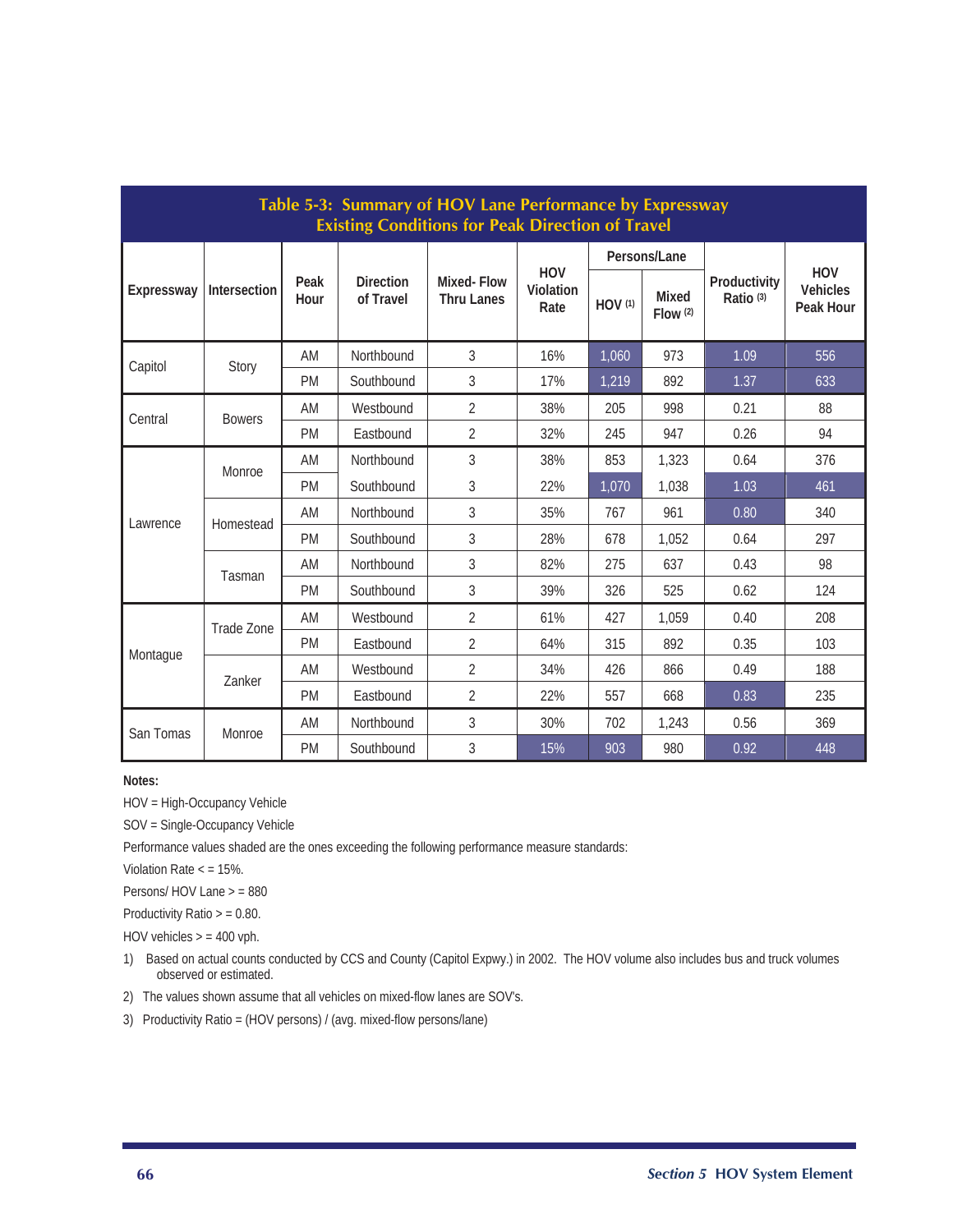## Table 5-3: Summary of HOV Lane Performance by Expressway
## Existing Conditions for Peak Direction of Travel

| Expressway | Intersection | Peak Hour | Direction of Travel | Mixed- Flow Thru Lanes | HOV Violation Rate | Persons/Lane | | Productivity Ratio (3) | HOV Vehicles Peak Hour |
|---|---|---|---|---|---|---|---|---|---|
| | | | | | | HOV (1) | Mixed Flow (2) | | |
| Capitol | Story | AM | Northbound | 3 | 16% | 1,060 | 973 | 1.09 | 556 |
| | | PM | Southbound | 3 | 17% | 1,219 | 892 | 1.37 | 633 |
| Central | Bowers | AM | Westbound | 2 | 38% | 205 | 998 | 0.21 | 88 |
| | | PM | Eastbound | 2 | 32% | 245 | 947 | 0.26 | 94 |
| Lawrence | Monroe | AM | Northbound | 3 | 38% | 853 | 1,323 | 0.64 | 376 |
| | | PM | Southbound | 3 | 22% | 1,070 | 1,038 | 1.03 | 461 |
| | Homestead | AM | Northbound | 3 | 35% | 767 | 961 | 0.80 | 340 |
| | | PM | Southbound | 3 | 28% | 678 | 1,052 | 0.64 | 297 |
| | Tasman | AM | Northbound | 3 | 82% | 275 | 637 | 0.43 | 98 |
| | | PM | Southbound | 3 | 39% | 326 | 525 | 0.62 | 124 |
| Montague | Trade Zone | AM | Westbound | 2 | 61% | 427 | 1,059 | 0.40 | 208 |
| | | PM | Eastbound | 2 | 64% | 315 | 892 | 0.35 | 103 |
| | Zanker | AM | Westbound | 2 | 34% | 426 | 866 | 0.49 | 188 |
| | | PM | Eastbound | 2 | 22% | 557 | 668 | 0.83 | 235 |
| San Tomas | Monroe | AM | Northbound | 3 | 30% | 702 | 1,243 | 0.56 | 369 |
| | | PM | Southbound | 3 | 15% | 903 | 980 | 0.92 | 448 |

**Notes:**

HOV = High-Occupancy Vehicle

SOV = Single-Occupancy Vehicle

Performance values shaded are the ones exceeding the following performance measure standards:

Violation Rate < = 15%.

Persons/ HOV Lane > = 880

Productivity Ratio > = 0.80.

HOV vehicles > = 400 vph.

1) Based on actual counts conducted by CCS and County (Capitol Expwy.) in 2002. The HOV volume also includes bus and truck volumes observed or estimated.

2) The values shown assume that all vehicles on mixed-flow lanes are SOV's.

3) Productivity Ratio = (HOV persons) / (avg. mixed-flow persons/lane)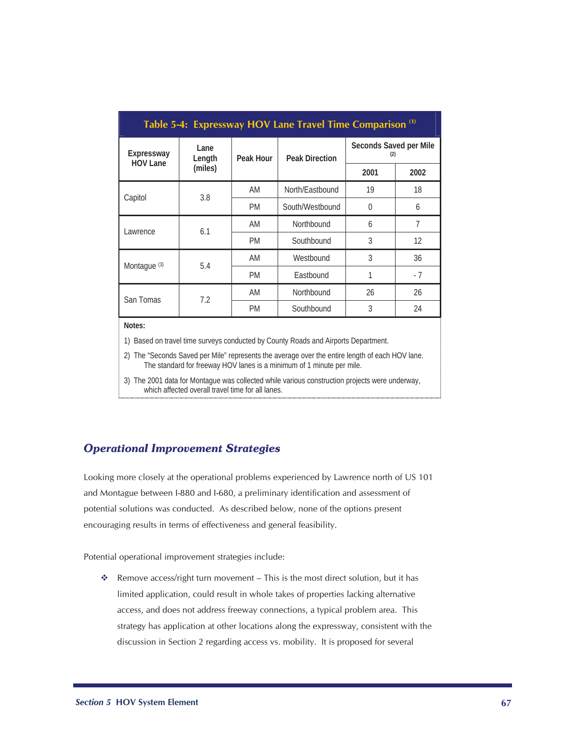**Table 5-4: Expressway HOV Lane Travel Time Comparison** [1]

| Expressway HOV Lane | Lane Length (miles) | Peak Hour | Peak Direction | Seconds Saved per Mile [2] | |
|---|---|---|---|---|---|
| | | | | 2001 | 2002 |
| Capitol | 3.8 | AM | North/Eastbound | 19 | 18 |
| | | PM | South/Westbound | 0 | 6 |
| Lawrence | 6.1 | AM | Northbound | 6 | 7 |
| | | PM | Southbound | 3 | 12 |
| Montague [3] | 5.4 | AM | Westbound | 3 | 36 |
| | | PM | Eastbound | 1 | - 7 |
| San Tomas | 7.2 | AM | Northbound | 26 | 26 |
| | | PM | Southbound | 3 | 24 |

**Notes:**

1) Based on travel time surveys conducted by County Roads and Airports Department.

2) The "Seconds Saved per Mile" represents the average over the entire length of each HOV lane. The standard for freeway HOV lanes is a minimum of 1 minute per mile.

3) The 2001 data for Montague was collected while various construction projects were underway, which affected overall travel time for all lanes.

## *Operational Improvement Strategies*

Looking more closely at the operational problems experienced by Lawrence north of US 101 and Montague between I-880 and I-680, a preliminary identification and assessment of potential solutions was conducted. As described below, none of the options present encouraging results in terms of effectiveness and general feasibility.

Potential operational improvement strategies include:

- Remove access/right turn movement – This is the most direct solution, but it has limited application, could result in whole takes of properties lacking alternative access, and does not address freeway connections, a typical problem area. This strategy has application at other locations along the expressway, consistent with the discussion in Section 2 regarding access vs. mobility. It is proposed for several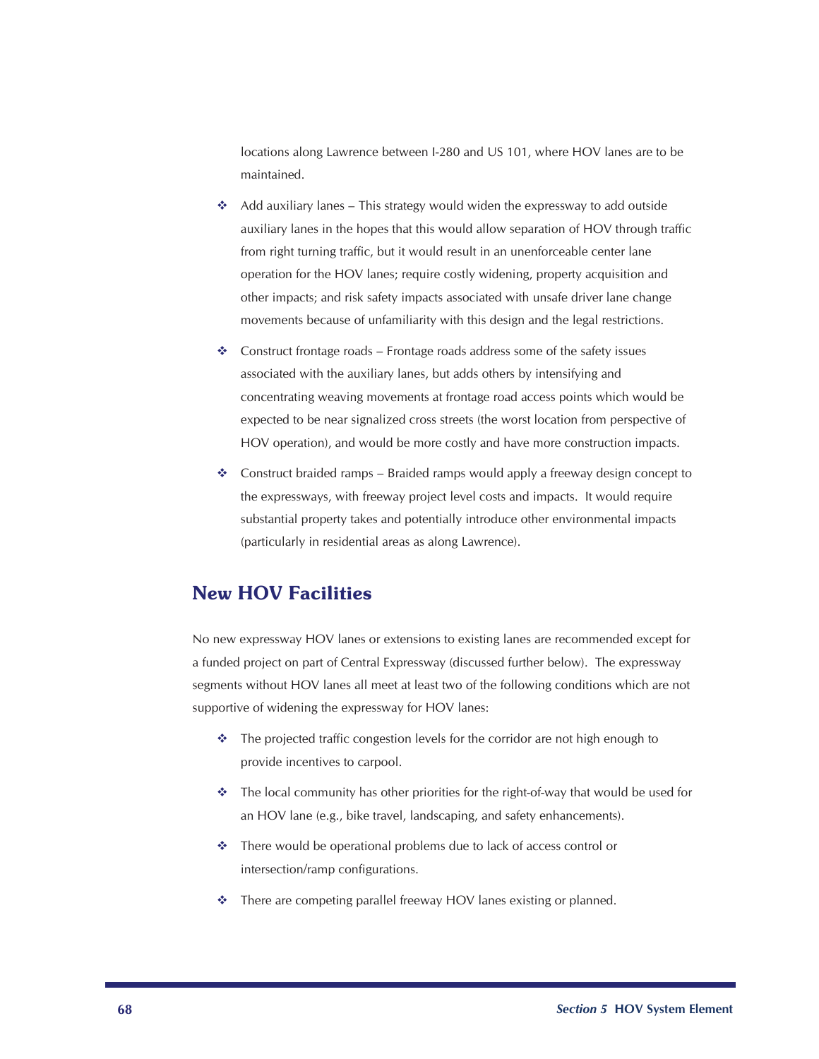locations along Lawrence between I-280 and US 101, where HOV lanes are to be maintained.

- Add auxiliary lanes – This strategy would widen the expressway to add outside auxiliary lanes in the hopes that this would allow separation of HOV through traffic from right turning traffic, but it would result in an unenforceable center lane operation for the HOV lanes; require costly widening, property acquisition and other impacts; and risk safety impacts associated with unsafe driver lane change movements because of unfamiliarity with this design and the legal restrictions.

- Construct frontage roads – Frontage roads address some of the safety issues associated with the auxiliary lanes, but adds others by intensifying and concentrating weaving movements at frontage road access points which would be expected to be near signalized cross streets (the worst location from perspective of HOV operation), and would be more costly and have more construction impacts.

- Construct braided ramps – Braided ramps would apply a freeway design concept to the expressways, with freeway project level costs and impacts. It would require substantial property takes and potentially introduce other environmental impacts (particularly in residential areas as along Lawrence).

## New HOV Facilities

No new expressway HOV lanes or extensions to existing lanes are recommended except for a funded project on part of Central Expressway (discussed further below). The expressway segments without HOV lanes all meet at least two of the following conditions which are not supportive of widening the expressway for HOV lanes:

- The projected traffic congestion levels for the corridor are not high enough to provide incentives to carpool.

- The local community has other priorities for the right-of-way that would be used for an HOV lane (e.g., bike travel, landscaping, and safety enhancements).

- There would be operational problems due to lack of access control or intersection/ramp configurations.

- There are competing parallel freeway HOV lanes existing or planned.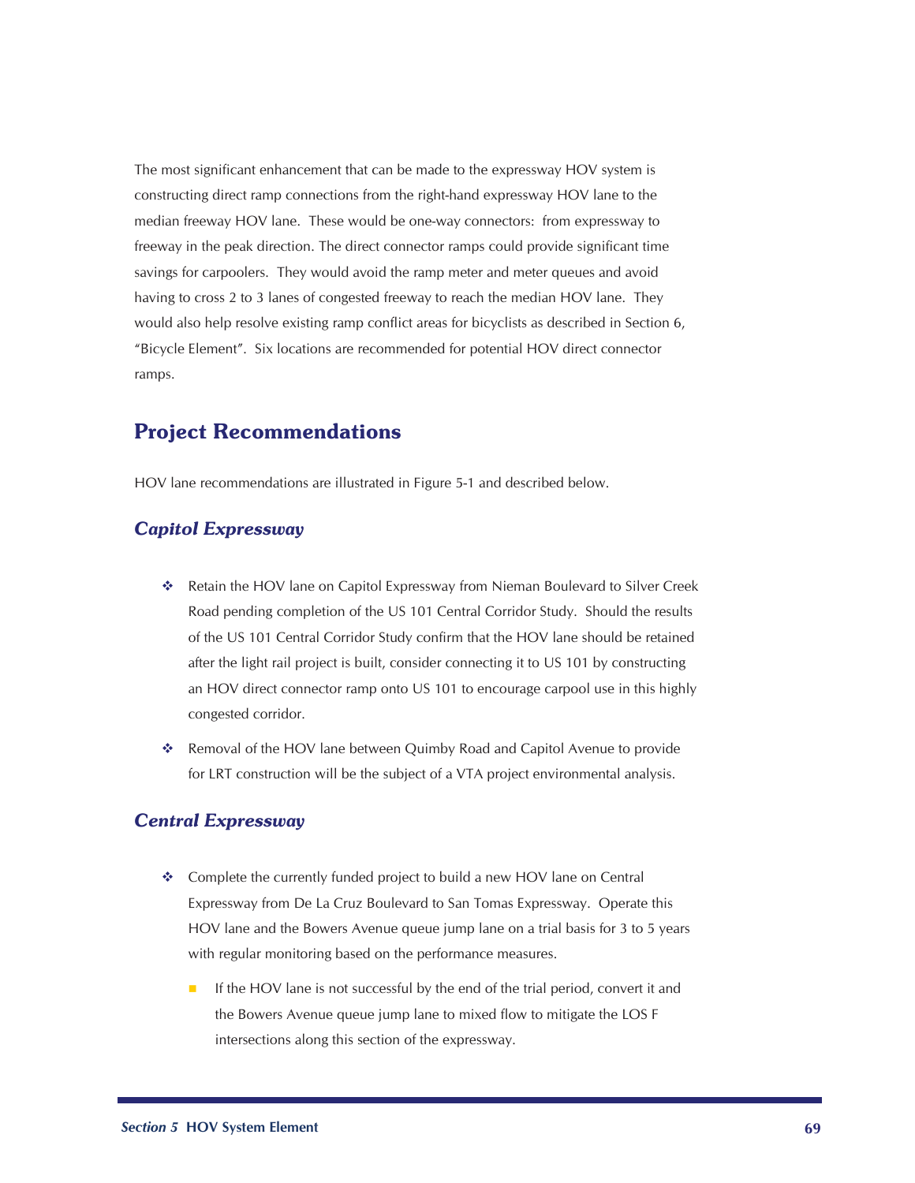The most significant enhancement that can be made to the expressway HOV system is constructing direct ramp connections from the right-hand expressway HOV lane to the median freeway HOV lane. These would be one-way connectors: from expressway to freeway in the peak direction. The direct connector ramps could provide significant time savings for carpoolers. They would avoid the ramp meter and meter queues and avoid having to cross 2 to 3 lanes of congested freeway to reach the median HOV lane. They would also help resolve existing ramp conflict areas for bicyclists as described in Section 6, "Bicycle Element". Six locations are recommended for potential HOV direct connector ramps.

## Project Recommendations

HOV lane recommendations are illustrated in Figure 5-1 and described below.

### *Capitol Expressway*

- Retain the HOV lane on Capitol Expressway from Nieman Boulevard to Silver Creek Road pending completion of the US 101 Central Corridor Study. Should the results of the US 101 Central Corridor Study confirm that the HOV lane should be retained after the light rail project is built, consider connecting it to US 101 by constructing an HOV direct connector ramp onto US 101 to encourage carpool use in this highly congested corridor.
- Removal of the HOV lane between Quimby Road and Capitol Avenue to provide for LRT construction will be the subject of a VTA project environmental analysis.

### *Central Expressway*

- Complete the currently funded project to build a new HOV lane on Central Expressway from De La Cruz Boulevard to San Tomas Expressway. Operate this HOV lane and the Bowers Avenue queue jump lane on a trial basis for 3 to 5 years with regular monitoring based on the performance measures.
  - If the HOV lane is not successful by the end of the trial period, convert it and the Bowers Avenue queue jump lane to mixed flow to mitigate the LOS F intersections along this section of the expressway.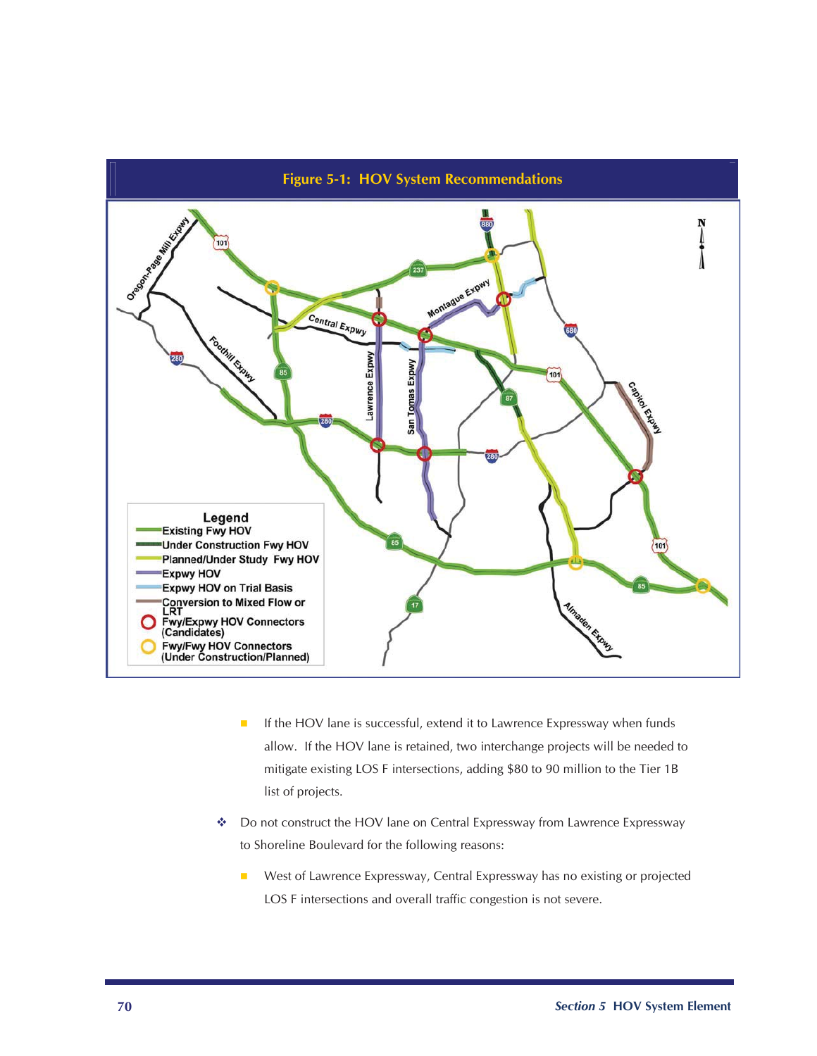**Figure 5-1: HOV System Recommendations**

- If the HOV lane is successful, extend it to Lawrence Expressway when funds allow. If the HOV lane is retained, two interchange projects will be needed to mitigate existing LOS F intersections, adding $80 to 90 million to the Tier 1B list of projects.

❖ Do not construct the HOV lane on Central Expressway from Lawrence Expressway to Shoreline Boulevard for the following reasons:

- West of Lawrence Expressway, Central Expressway has no existing or projected LOS F intersections and overall traffic congestion is not severe.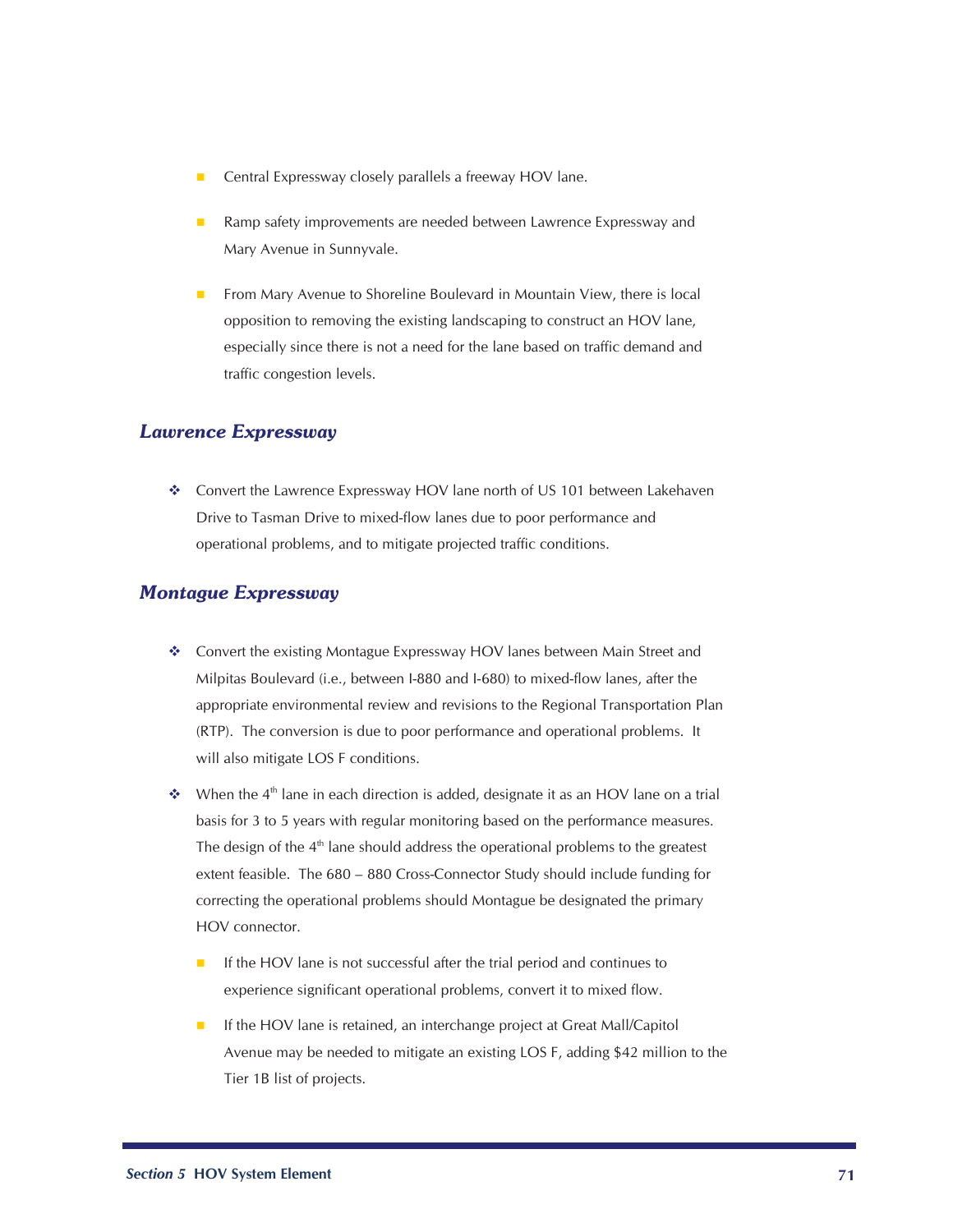- Central Expressway closely parallels a freeway HOV lane.

- Ramp safety improvements are needed between Lawrence Expressway and Mary Avenue in Sunnyvale.

- From Mary Avenue to Shoreline Boulevard in Mountain View, there is local opposition to removing the existing landscaping to construct an HOV lane, especially since there is not a need for the lane based on traffic demand and traffic congestion levels.

### *Lawrence Expressway*

- Convert the Lawrence Expressway HOV lane north of US 101 between Lakehaven Drive to Tasman Drive to mixed-flow lanes due to poor performance and operational problems, and to mitigate projected traffic conditions.

### *Montague Expressway*

- Convert the existing Montague Expressway HOV lanes between Main Street and Milpitas Boulevard (i.e., between I-880 and I-680) to mixed-flow lanes, after the appropriate environmental review and revisions to the Regional Transportation Plan (RTP). The conversion is due to poor performance and operational problems. It will also mitigate LOS F conditions.

- When the 4th lane in each direction is added, designate it as an HOV lane on a trial basis for 3 to 5 years with regular monitoring based on the performance measures. The design of the 4th lane should address the operational problems to the greatest extent feasible. The 680 – 880 Cross-Connector Study should include funding for correcting the operational problems should Montague be designated the primary HOV connector.

  - If the HOV lane is not successful after the trial period and continues to experience significant operational problems, convert it to mixed flow.

  - If the HOV lane is retained, an interchange project at Great Mall/Capitol Avenue may be needed to mitigate an existing LOS F, adding $42 million to the Tier 1B list of projects.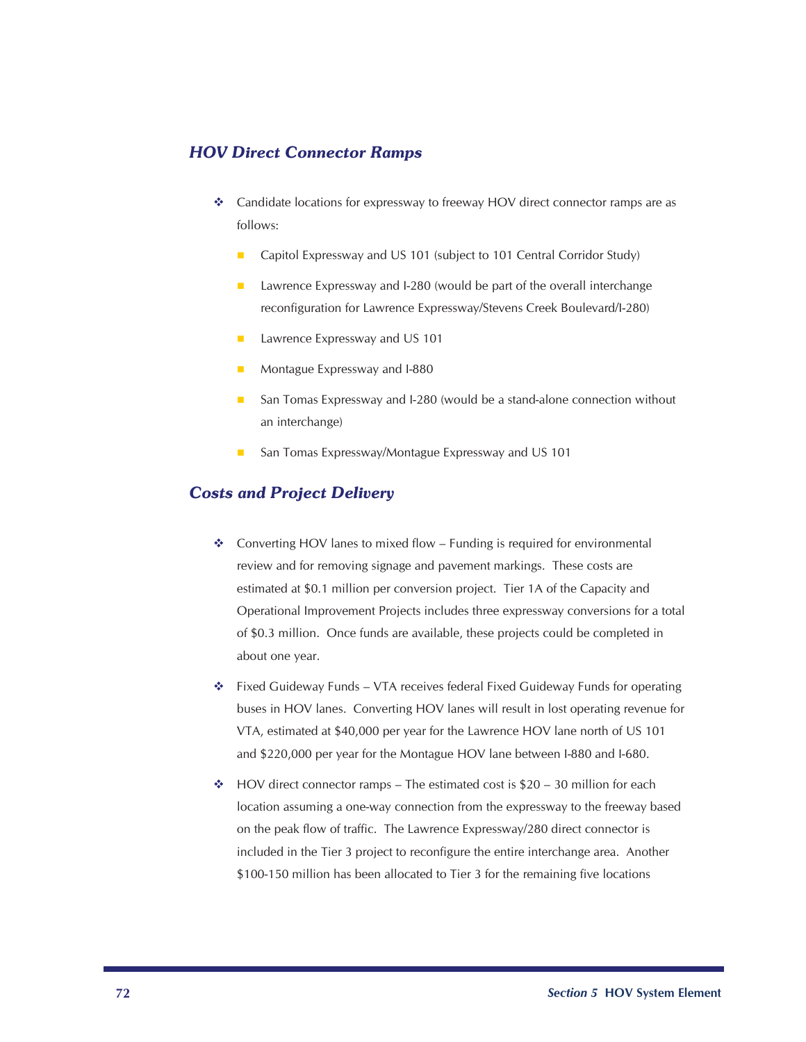## *HOV Direct Connector Ramps*

- Candidate locations for expressway to freeway HOV direct connector ramps are as follows:
  - Capitol Expressway and US 101 (subject to 101 Central Corridor Study)
  - Lawrence Expressway and I-280 (would be part of the overall interchange reconfiguration for Lawrence Expressway/Stevens Creek Boulevard/I-280)
  - Lawrence Expressway and US 101
  - Montague Expressway and I-880
  - San Tomas Expressway and I-280 (would be a stand-alone connection without an interchange)
  - San Tomas Expressway/Montague Expressway and US 101

## *Costs and Project Delivery*

- Converting HOV lanes to mixed flow – Funding is required for environmental review and for removing signage and pavement markings. These costs are estimated at $0.1 million per conversion project. Tier 1A of the Capacity and Operational Improvement Projects includes three expressway conversions for a total of $0.3 million. Once funds are available, these projects could be completed in about one year.
- Fixed Guideway Funds – VTA receives federal Fixed Guideway Funds for operating buses in HOV lanes. Converting HOV lanes will result in lost operating revenue for VTA, estimated at $40,000 per year for the Lawrence HOV lane north of US 101 and $220,000 per year for the Montague HOV lane between I-880 and I-680.
- HOV direct connector ramps – The estimated cost is $20 – 30 million for each location assuming a one-way connection from the expressway to the freeway based on the peak flow of traffic. The Lawrence Expressway/280 direct connector is included in the Tier 3 project to reconfigure the entire interchange area. Another $100-150 million has been allocated to Tier 3 for the remaining five locations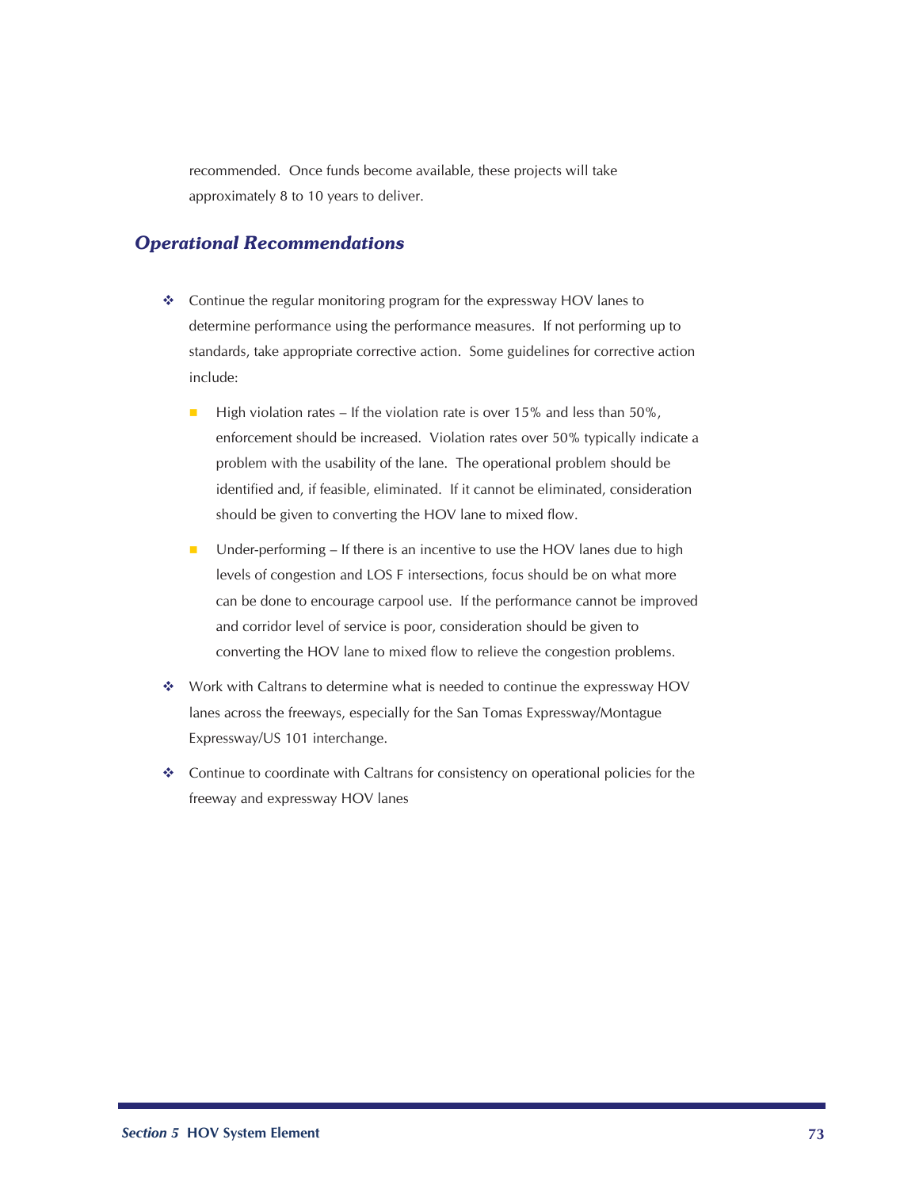recommended.  Once funds become available, these projects will take approximately 8 to 10 years to deliver.

## *Operational Recommendations*

- Continue the regular monitoring program for the expressway HOV lanes to determine performance using the performance measures.  If not performing up to standards, take appropriate corrective action.  Some guidelines for corrective action include:
  - High violation rates – If the violation rate is over 15% and less than 50%, enforcement should be increased.  Violation rates over 50% typically indicate a problem with the usability of the lane.  The operational problem should be identified and, if feasible, eliminated.  If it cannot be eliminated, consideration should be given to converting the HOV lane to mixed flow.
  - Under-performing – If there is an incentive to use the HOV lanes due to high levels of congestion and LOS F intersections, focus should be on what more can be done to encourage carpool use.  If the performance cannot be improved and corridor level of service is poor, consideration should be given to converting the HOV lane to mixed flow to relieve the congestion problems.
- Work with Caltrans to determine what is needed to continue the expressway HOV lanes across the freeways, especially for the San Tomas Expressway/Montague Expressway/US 101 interchange.
- Continue to coordinate with Caltrans for consistency on operational policies for the freeway and expressway HOV lanes